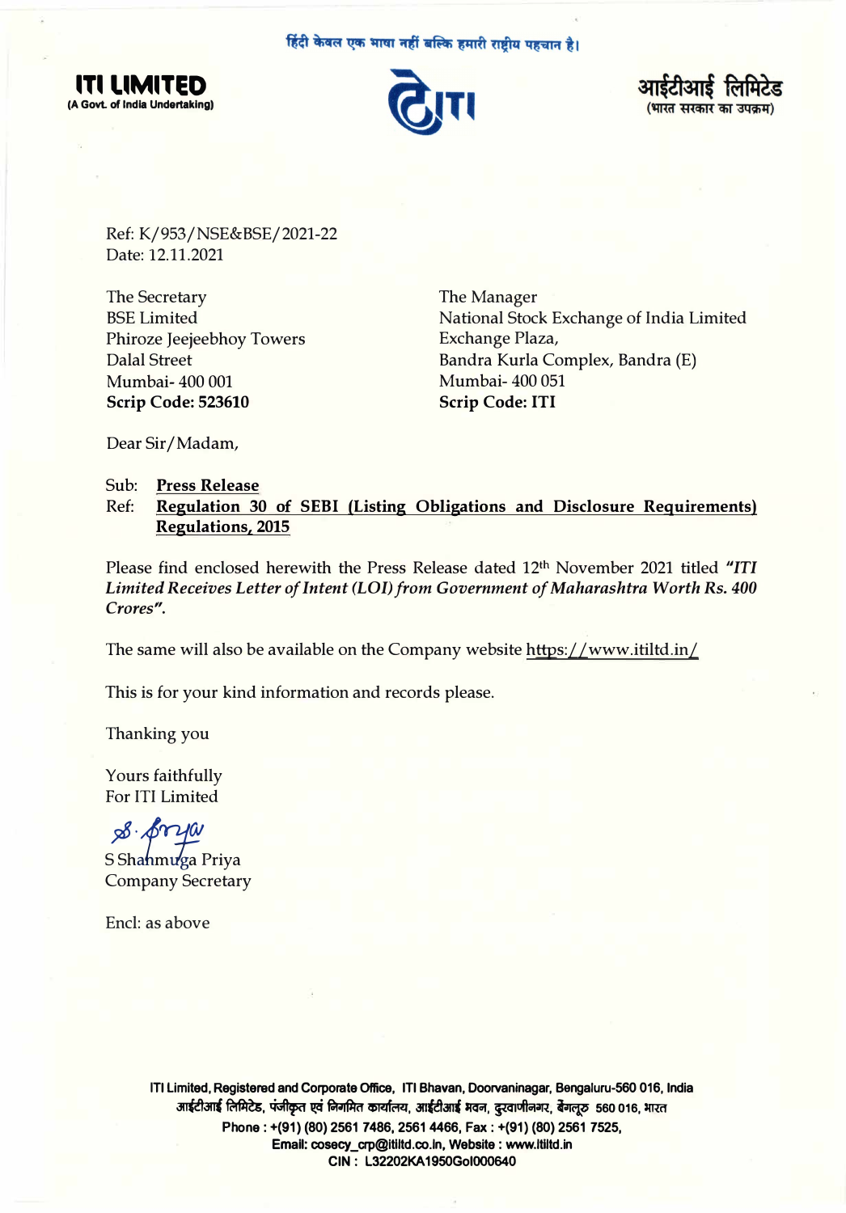हिंदी केवल एक भाषा नहीं बल्कि हमारी राष्ट्रीय पहचान है।

**ITI LIMITED**
**(A Govt. of India Undertaking)**

**आईटीआई लिमिटेड**
**(भारत सरकार का उपक्रम)**

Ref: K/953/NSE&BSE/2021-22
Date: 12.11.2021

The Secretary
BSE Limited
Phiroze Jeejeebhoy Towers
Dalal Street
Mumbai- 400 001
**Scrip Code: 523610**

The Manager
National Stock Exchange of India Limited
Exchange Plaza,
Bandra Kurla Complex, Bandra (E)
Mumbai- 400 051
**Scrip Code: ITI**

Dear Sir/Madam,

Sub: **Press Release**
Ref: **Regulation 30 of SEBI (Listing Obligations and Disclosure Requirements) Regulations, 2015**

Please find enclosed herewith the Press Release dated 12th November 2021 titled ***"ITI Limited Receives Letter of Intent (LOI) from Government of Maharashtra Worth Rs. 400 Crores".***

The same will also be available on the Company website https://www.itiltd.in/

This is for your kind information and records please.

Thanking you

Yours faithfully
For ITI Limited

S Shanmuga Priya
Company Secretary

Encl: as above

**ITI Limited, Registered and Corporate Office, ITI Bhavan, Doorvaninagar, Bengaluru-560 016, India**
**आईटीआई लिमिटेड, पंजीकृत एवं निगमित कार्यालय, आईटीआई भवन, दूरवाणीनगर, बेंगलूरु 560 016, भारत**
**Phone : +(91) (80) 2561 7486, 2561 4466, Fax : +(91) (80) 2561 7525,**
**Email: cosecy_crp@itiltd.co.in, Website : www.itiltd.in**
**CIN : L32202KA1950GOI000640**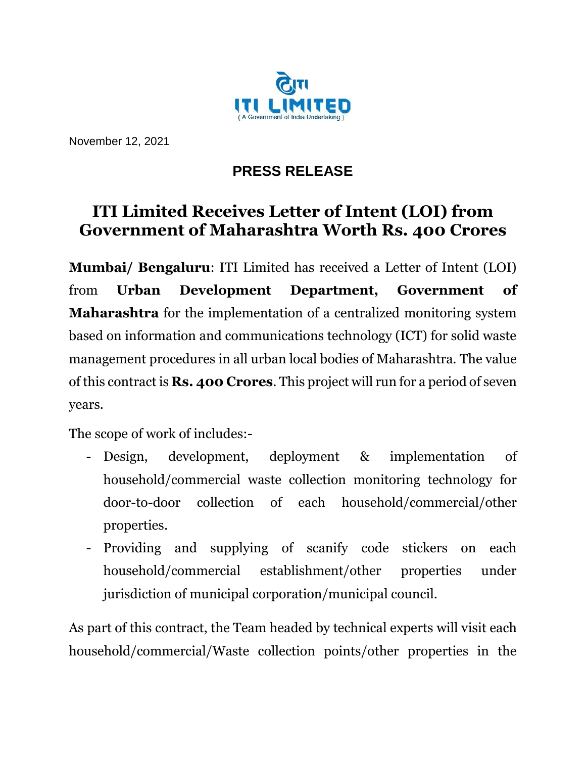ITI LIMITED
( A Government of India Undertaking )

November 12, 2021

**PRESS RELEASE**

# ITI Limited Receives Letter of Intent (LOI) from Government of Maharashtra Worth Rs. 400 Crores

**Mumbai/ Bengaluru**: ITI Limited has received a Letter of Intent (LOI) from **Urban Development Department, Government of Maharashtra** for the implementation of a centralized monitoring system based on information and communications technology (ICT) for solid waste management procedures in all urban local bodies of Maharashtra. The value of this contract is **Rs. 400 Crores**. This project will run for a period of seven years.

The scope of work of includes:-

- Design, development, deployment & implementation of household/commercial waste collection monitoring technology for door-to-door collection of each household/commercial/other properties.
- Providing and supplying of scanify code stickers on each household/commercial establishment/other properties under jurisdiction of municipal corporation/municipal council.

As part of this contract, the Team headed by technical experts will visit each household/commercial/Waste collection points/other properties in the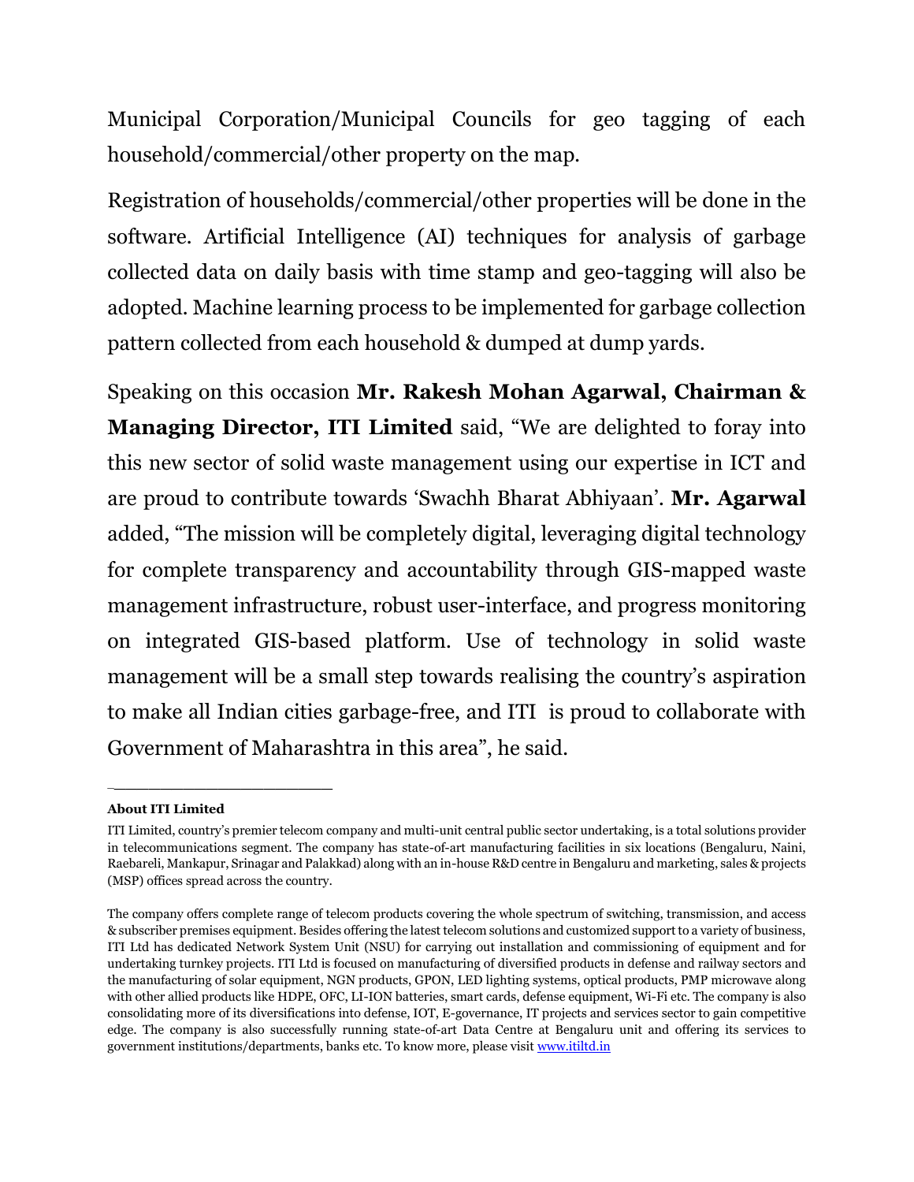Municipal Corporation/Municipal Councils for geo tagging of each household/commercial/other property on the map.

Registration of households/commercial/other properties will be done in the software. Artificial Intelligence (AI) techniques for analysis of garbage collected data on daily basis with time stamp and geo-tagging will also be adopted. Machine learning process to be implemented for garbage collection pattern collected from each household & dumped at dump yards.

Speaking on this occasion **Mr. Rakesh Mohan Agarwal, Chairman & Managing Director, ITI Limited** said, "We are delighted to foray into this new sector of solid waste management using our expertise in ICT and are proud to contribute towards 'Swachh Bharat Abhiyaan'. **Mr. Agarwal** added, "The mission will be completely digital, leveraging digital technology for complete transparency and accountability through GIS-mapped waste management infrastructure, robust user-interface, and progress monitoring on integrated GIS-based platform. Use of technology in solid waste management will be a small step towards realising the country's aspiration to make all Indian cities garbage-free, and ITI is proud to collaborate with Government of Maharashtra in this area", he said.

---

**About ITI Limited**

ITI Limited, country's premier telecom company and multi-unit central public sector undertaking, is a total solutions provider in telecommunications segment. The company has state-of-art manufacturing facilities in six locations (Bengaluru, Naini, Raebareli, Mankapur, Srinagar and Palakkad) along with an in-house R&D centre in Bengaluru and marketing, sales & projects (MSP) offices spread across the country.

The company offers complete range of telecom products covering the whole spectrum of switching, transmission, and access & subscriber premises equipment. Besides offering the latest telecom solutions and customized support to a variety of business, ITI Ltd has dedicated Network System Unit (NSU) for carrying out installation and commissioning of equipment and for undertaking turnkey projects. ITI Ltd is focused on manufacturing of diversified products in defense and railway sectors and the manufacturing of solar equipment, NGN products, GPON, LED lighting systems, optical products, PMP microwave along with other allied products like HDPE, OFC, LI-ION batteries, smart cards, defense equipment, Wi-Fi etc. The company is also consolidating more of its diversifications into defense, IOT, E-governance, IT projects and services sector to gain competitive edge. The company is also successfully running state-of-art Data Centre at Bengaluru unit and offering its services to government institutions/departments, banks etc. To know more, please visit [www.itiltd.in](www.itiltd.in)